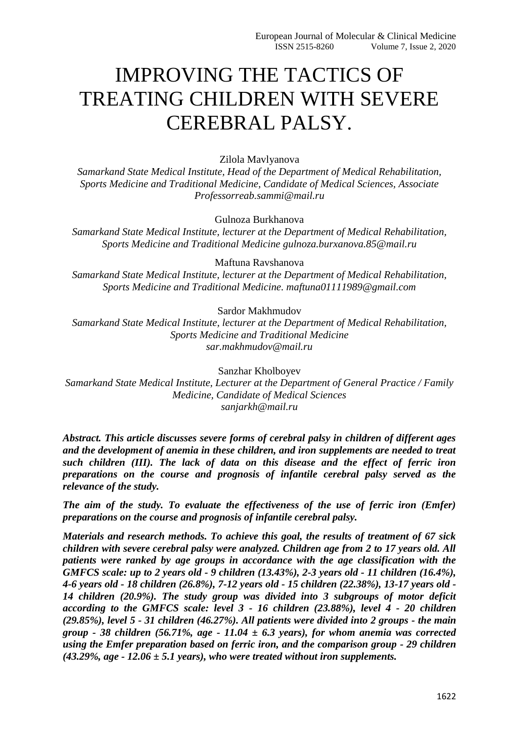# IMPROVING THE TACTICS OF TREATING CHILDREN WITH SEVERE CEREBRAL PALSY.

Zilola Mavlyanova

*Samarkand State Medical Institute, Head of the Department of Medical Rehabilitation, Sports Medicine and Traditional Medicine, Candidate of Medical Sciences, Associate Professorreab.sammi@mail.ru*

Gulnoza Burkhanova

*Samarkand State Medical Institute, lecturer at the Department of Medical Rehabilitation, Sports Medicine and Traditional Medicine gulnoza.burxanova.85@mail.ru*

Maftuna Ravshanova

*Samarkand State Medical Institute, lecturer at the Department of Medical Rehabilitation, Sports Medicine and Traditional Medicine. maftuna01111989@gmail.com*

Sardor Makhmudov

*Samarkand State Medical Institute, lecturer at the Department of Medical Rehabilitation, Sports Medicine and Traditional Medicine*
*sar.makhmudov@mail.ru*

Sanzhar Kholboyev

*Samarkand State Medical Institute, Lecturer at the Department of General Practice / Family Medicine, Candidate of Medical Sciences*
*sanjarkh@mail.ru*

***Abstract. This article discusses severe forms of cerebral palsy in children of different ages and the development of anemia in these children, and iron supplements are needed to treat such children (III). The lack of data on this disease and the effect of ferric iron preparations on the course and prognosis of infantile cerebral palsy served as the relevance of the study.***

***The aim of the study. To evaluate the effectiveness of the use of ferric iron (Emfer) preparations on the course and prognosis of infantile cerebral palsy.***

***Materials and research methods. To achieve this goal, the results of treatment of 67 sick children with severe cerebral palsy were analyzed. Children age from 2 to 17 years old. All patients were ranked by age groups in accordance with the age classification with the GMFCS scale: up to 2 years old - 9 children (13.43%), 2-3 years old - 11 children (16.4%), 4-6 years old - 18 children (26.8%), 7-12 years old - 15 children (22.38%), 13-17 years old - 14 children (20.9%). The study group was divided into 3 subgroups of motor deficit according to the GMFCS scale: level 3 - 16 children (23.88%), level 4 - 20 children (29.85%), level 5 - 31 children (46.27%). All patients were divided into 2 groups - the main group - 38 children (56.71%, age - 11.04 ± 6.3 years), for whom anemia was corrected using the Emfer preparation based on ferric iron, and the comparison group - 29 children (43.29%, age - 12.06 ± 5.1 years), who were treated without iron supplements.***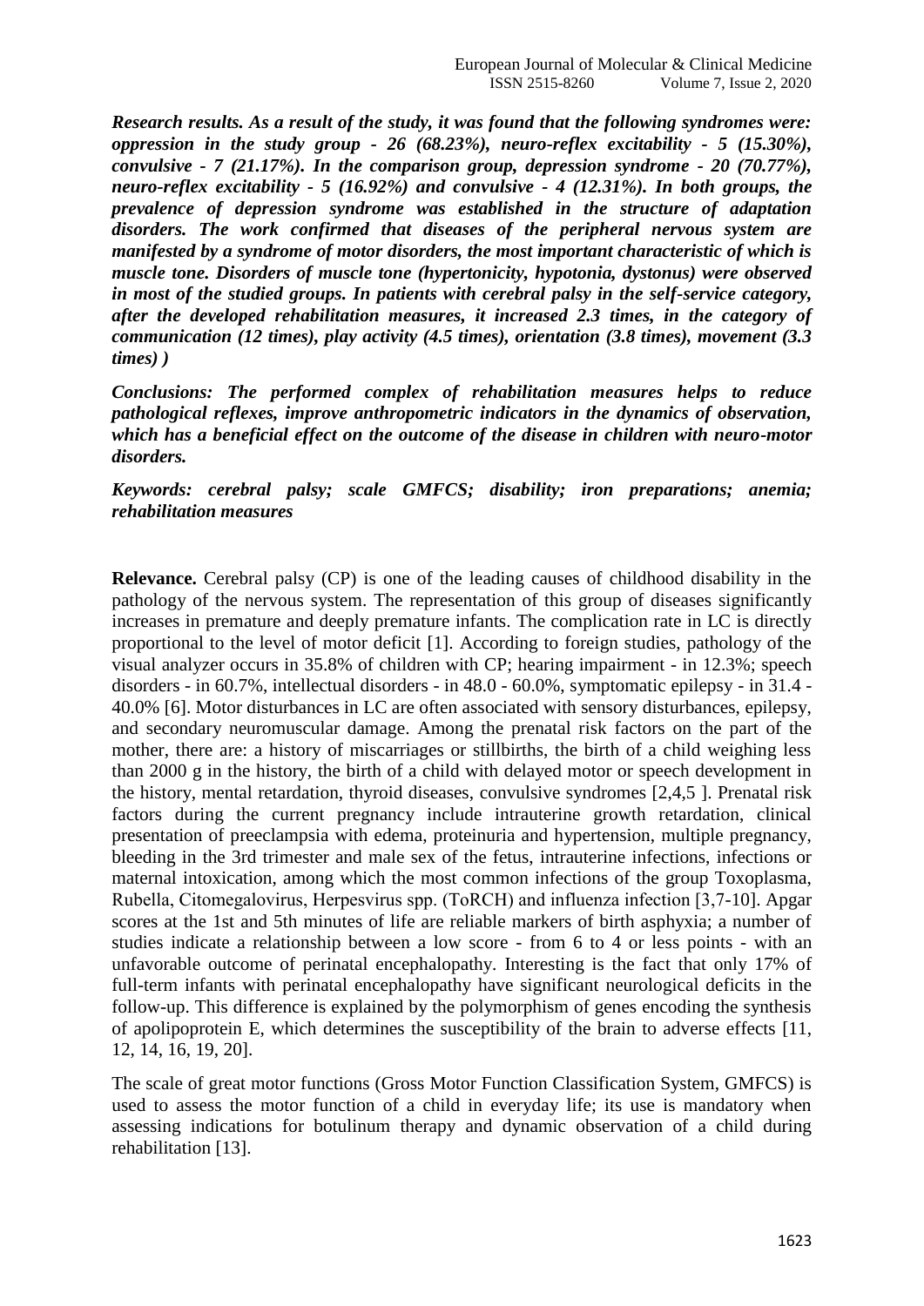***Research results. As a result of the study, it was found that the following syndromes were: oppression in the study group - 26 (68.23%), neuro-reflex excitability - 5 (15.30%), convulsive - 7 (21.17%). In the comparison group, depression syndrome - 20 (70.77%), neuro-reflex excitability - 5 (16.92%) and convulsive - 4 (12.31%). In both groups, the prevalence of depression syndrome was established in the structure of adaptation disorders. The work confirmed that diseases of the peripheral nervous system are manifested by a syndrome of motor disorders, the most important characteristic of which is muscle tone. Disorders of muscle tone (hypertonicity, hypotonia, dystonus) were observed in most of the studied groups. In patients with cerebral palsy in the self-service category, after the developed rehabilitation measures, it increased 2.3 times, in the category of communication (12 times), play activity (4.5 times), orientation (3.8 times), movement (3.3 times) )***

***Conclusions: The performed complex of rehabilitation measures helps to reduce pathological reflexes, improve anthropometric indicators in the dynamics of observation, which has a beneficial effect on the outcome of the disease in children with neuro-motor disorders.***

***Keywords: cerebral palsy; scale GMFCS; disability; iron preparations; anemia; rehabilitation measures***

**Relevance.** Cerebral palsy (CP) is one of the leading causes of childhood disability in the pathology of the nervous system. The representation of this group of diseases significantly increases in premature and deeply premature infants. The complication rate in LC is directly proportional to the level of motor deficit [1]. According to foreign studies, pathology of the visual analyzer occurs in 35.8% of children with CP; hearing impairment - in 12.3%; speech disorders - in 60.7%, intellectual disorders - in 48.0 - 60.0%, symptomatic epilepsy - in 31.4 - 40.0% [6]. Motor disturbances in LC are often associated with sensory disturbances, epilepsy, and secondary neuromuscular damage. Among the prenatal risk factors on the part of the mother, there are: a history of miscarriages or stillbirths, the birth of a child weighing less than 2000 g in the history, the birth of a child with delayed motor or speech development in the history, mental retardation, thyroid diseases, convulsive syndromes [2,4,5 ]. Prenatal risk factors during the current pregnancy include intrauterine growth retardation, clinical presentation of preeclampsia with edema, proteinuria and hypertension, multiple pregnancy, bleeding in the 3rd trimester and male sex of the fetus, intrauterine infections, infections or maternal intoxication, among which the most common infections of the group Toxoplasma, Rubella, Citomegalovirus, Herpesvirus spp. (ToRCH) and influenza infection [3,7-10]. Apgar scores at the 1st and 5th minutes of life are reliable markers of birth asphyxia; a number of studies indicate a relationship between a low score - from 6 to 4 or less points - with an unfavorable outcome of perinatal encephalopathy. Interesting is the fact that only 17% of full-term infants with perinatal encephalopathy have significant neurological deficits in the follow-up. This difference is explained by the polymorphism of genes encoding the synthesis of apolipoprotein E, which determines the susceptibility of the brain to adverse effects [11, 12, 14, 16, 19, 20].

The scale of great motor functions (Gross Motor Function Classification System, GMFCS) is used to assess the motor function of a child in everyday life; its use is mandatory when assessing indications for botulinum therapy and dynamic observation of a child during rehabilitation [13].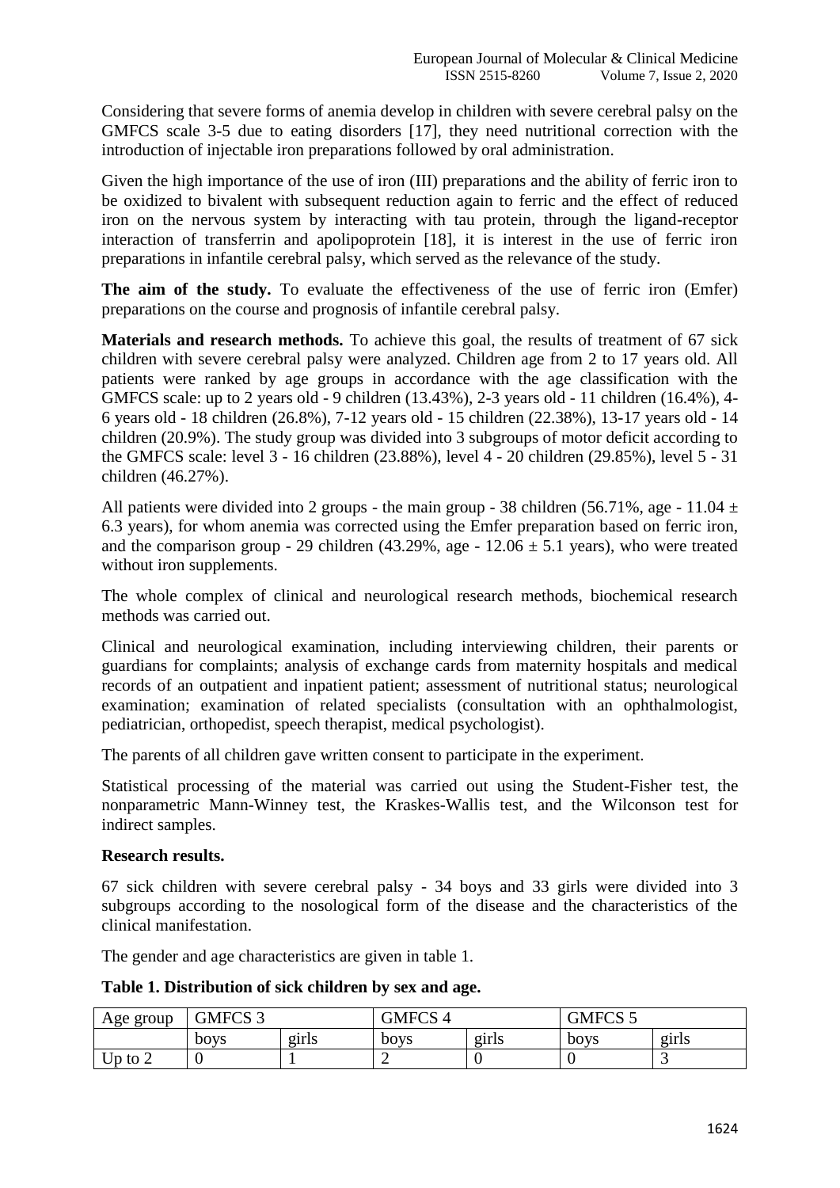Considering that severe forms of anemia develop in children with severe cerebral palsy on the GMFCS scale 3-5 due to eating disorders [17], they need nutritional correction with the introduction of injectable iron preparations followed by oral administration.

Given the high importance of the use of iron (III) preparations and the ability of ferric iron to be oxidized to bivalent with subsequent reduction again to ferric and the effect of reduced iron on the nervous system by interacting with tau protein, through the ligand-receptor interaction of transferrin and apolipoprotein [18], it is interest in the use of ferric iron preparations in infantile cerebral palsy, which served as the relevance of the study.

**The aim of the study.** To evaluate the effectiveness of the use of ferric iron (Emfer) preparations on the course and prognosis of infantile cerebral palsy.

**Materials and research methods.** To achieve this goal, the results of treatment of 67 sick children with severe cerebral palsy were analyzed. Children age from 2 to 17 years old. All patients were ranked by age groups in accordance with the age classification with the GMFCS scale: up to 2 years old - 9 children (13.43%), 2-3 years old - 11 children (16.4%), 4-6 years old - 18 children (26.8%), 7-12 years old - 15 children (22.38%), 13-17 years old - 14 children (20.9%). The study group was divided into 3 subgroups of motor deficit according to the GMFCS scale: level 3 - 16 children (23.88%), level 4 - 20 children (29.85%), level 5 - 31 children (46.27%).

All patients were divided into 2 groups - the main group - 38 children (56.71%, age - 11.04 ± 6.3 years), for whom anemia was corrected using the Emfer preparation based on ferric iron, and the comparison group - 29 children (43.29%, age - 12.06 ± 5.1 years), who were treated without iron supplements.

The whole complex of clinical and neurological research methods, biochemical research methods was carried out.

Clinical and neurological examination, including interviewing children, their parents or guardians for complaints; analysis of exchange cards from maternity hospitals and medical records of an outpatient and inpatient patient; assessment of nutritional status; neurological examination; examination of related specialists (consultation with an ophthalmologist, pediatrician, orthopedist, speech therapist, medical psychologist).

The parents of all children gave written consent to participate in the experiment.

Statistical processing of the material was carried out using the Student-Fisher test, the nonparametric Mann-Winney test, the Kraskes-Wallis test, and the Wilconson test for indirect samples.

**Research results.**

67 sick children with severe cerebral palsy - 34 boys and 33 girls were divided into 3 subgroups according to the nosological form of the disease and the characteristics of the clinical manifestation.

The gender and age characteristics are given in table 1.

**Table 1. Distribution of sick children by sex and age.**

| Age group | GMFCS 3 | | GMFCS 4 | | GMFCS 5 | |
|---|---|---|---|---|---|---|
| | boys | girls | boys | girls | boys | girls |
| Up to 2 | 0 | 1 | 2 | 0 | 0 | 3 |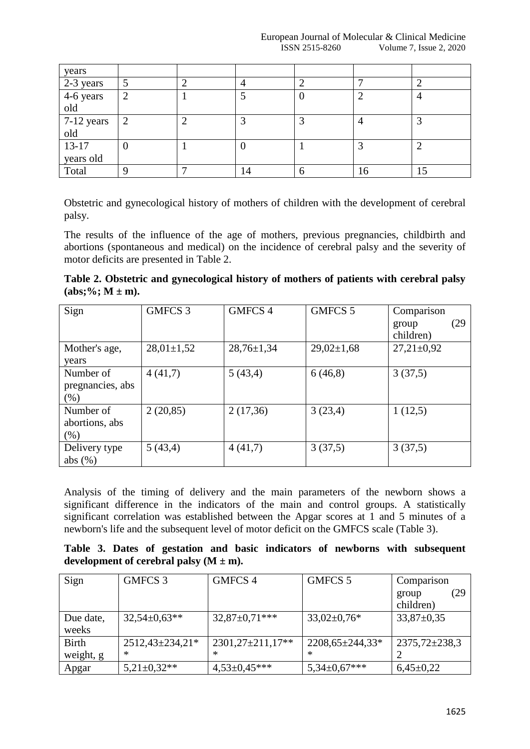| years | | | | | | |
|---|---|---|---|---|---|---|
| 2-3 years | 5 | 2 | 4 | 2 | 7 | 2 |
| 4-6 years old | 2 | 1 | 5 | 0 | 2 | 4 |
| 7-12 years old | 2 | 2 | 3 | 3 | 4 | 3 |
| 13-17 years old | 0 | 1 | 0 | 1 | 3 | 2 |
| Total | 9 | 7 | 14 | 6 | 16 | 15 |

Obstetric and gynecological history of mothers of children with the development of cerebral palsy.

The results of the influence of the age of mothers, previous pregnancies, childbirth and abortions (spontaneous and medical) on the incidence of cerebral palsy and the severity of motor deficits are presented in Table 2.

**Table 2. Obstetric and gynecological history of mothers of patients with cerebral palsy (abs;%; M ± m).**

| Sign | GMFCS 3 | GMFCS 4 | GMFCS 5 | Comparison group (29 children) |
|---|---|---|---|---|
| Mother's age, years | 28,01±1,52 | 28,76±1,34 | 29,02±1,68 | 27,21±0,92 |
| Number of pregnancies, abs (%) | 4 (41,7) | 5 (43,4) | 6 (46,8) | 3 (37,5) |
| Number of abortions, abs (%) | 2 (20,85) | 2 (17,36) | 3 (23,4) | 1 (12,5) |
| Delivery type abs (%) | 5 (43,4) | 4 (41,7) | 3 (37,5) | 3 (37,5) |

Analysis of the timing of delivery and the main parameters of the newborn shows a significant difference in the indicators of the main and control groups. A statistically significant correlation was established between the Apgar scores at 1 and 5 minutes of a newborn's life and the subsequent level of motor deficit on the GMFCS scale (Table 3).

**Table 3. Dates of gestation and basic indicators of newborns with subsequent development of cerebral palsy (M ± m).**

| Sign | GMFCS 3 | GMFCS 4 | GMFCS 5 | Comparison group (29 children) |
|---|---|---|---|---|
| Due date, weeks | 32,54±0,63** | 32,87±0,71*** | 33,02±0,76* | 33,87±0,35 |
| Birth weight, g | 2512,43±234,21** | 2301,27±211,17*** | 2208,65±244,33** | 2375,72±238,32 |
| Apgar | 5,21±0,32** | 4,53±0,45*** | 5,34±0,67*** | 6,45±0,22 |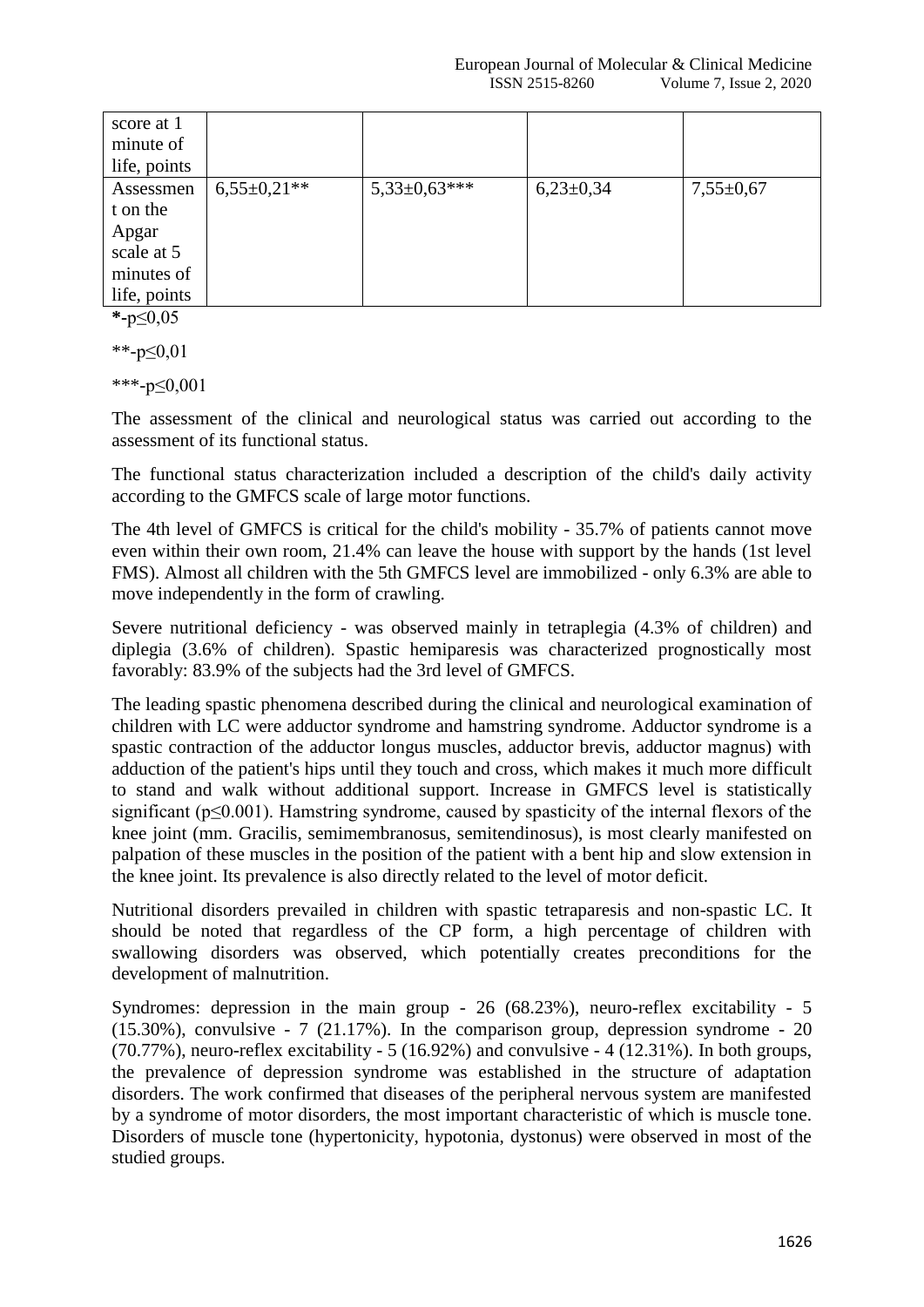| score at 1 minute of life, points | | | | |
|---|---|---|---|---|
| Assessment on the Apgar scale at 5 minutes of life, points | 6,55±0,21** | 5,33±0,63*** | 6,23±0,34 | 7,55±0,67 |

*-p≤0,05

**-p≤0,01

***-p≤0,001

The assessment of the clinical and neurological status was carried out according to the assessment of its functional status.

The functional status characterization included a description of the child's daily activity according to the GMFCS scale of large motor functions.

The 4th level of GMFCS is critical for the child's mobility - 35.7% of patients cannot move even within their own room, 21.4% can leave the house with support by the hands (1st level FMS). Almost all children with the 5th GMFCS level are immobilized - only 6.3% are able to move independently in the form of crawling.

Severe nutritional deficiency - was observed mainly in tetraplegia (4.3% of children) and diplegia (3.6% of children). Spastic hemiparesis was characterized prognostically most favorably: 83.9% of the subjects had the 3rd level of GMFCS.

The leading spastic phenomena described during the clinical and neurological examination of children with LC were adductor syndrome and hamstring syndrome. Adductor syndrome is a spastic contraction of the adductor longus muscles, adductor brevis, adductor magnus) with adduction of the patient's hips until they touch and cross, which makes it much more difficult to stand and walk without additional support. Increase in GMFCS level is statistically significant (p≤0.001). Hamstring syndrome, caused by spasticity of the internal flexors of the knee joint (mm. Gracilis, semimembranosus, semitendinosus), is most clearly manifested on palpation of these muscles in the position of the patient with a bent hip and slow extension in the knee joint. Its prevalence is also directly related to the level of motor deficit.

Nutritional disorders prevailed in children with spastic tetraparesis and non-spastic LC. It should be noted that regardless of the CP form, a high percentage of children with swallowing disorders was observed, which potentially creates preconditions for the development of malnutrition.

Syndromes: depression in the main group - 26 (68.23%), neuro-reflex excitability - 5 (15.30%), convulsive - 7 (21.17%). In the comparison group, depression syndrome - 20 (70.77%), neuro-reflex excitability - 5 (16.92%) and convulsive - 4 (12.31%). In both groups, the prevalence of depression syndrome was established in the structure of adaptation disorders. The work confirmed that diseases of the peripheral nervous system are manifested by a syndrome of motor disorders, the most important characteristic of which is muscle tone. Disorders of muscle tone (hypertonicity, hypotonia, dystonus) were observed in most of the studied groups.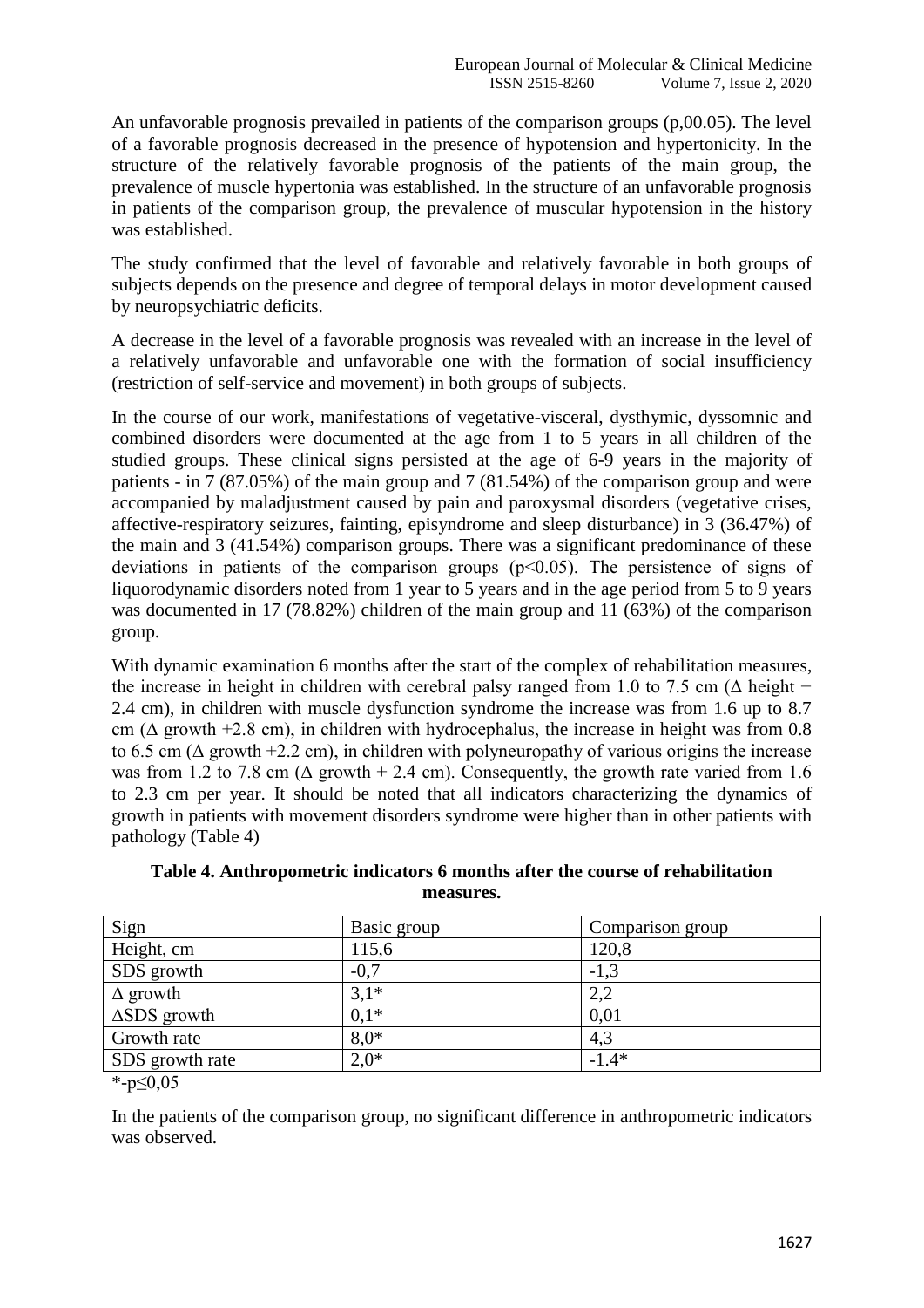An unfavorable prognosis prevailed in patients of the comparison groups (p,00.05). The level of a favorable prognosis decreased in the presence of hypotension and hypertonicity. In the structure of the relatively favorable prognosis of the patients of the main group, the prevalence of muscle hypertonia was established. In the structure of an unfavorable prognosis in patients of the comparison group, the prevalence of muscular hypotension in the history was established.

The study confirmed that the level of favorable and relatively favorable in both groups of subjects depends on the presence and degree of temporal delays in motor development caused by neuropsychiatric deficits.

A decrease in the level of a favorable prognosis was revealed with an increase in the level of a relatively unfavorable and unfavorable one with the formation of social insufficiency (restriction of self-service and movement) in both groups of subjects.

In the course of our work, manifestations of vegetative-visceral, dysthymic, dyssomnic and combined disorders were documented at the age from 1 to 5 years in all children of the studied groups. These clinical signs persisted at the age of 6-9 years in the majority of patients - in 7 (87.05%) of the main group and 7 (81.54%) of the comparison group and were accompanied by maladjustment caused by pain and paroxysmal disorders (vegetative crises, affective-respiratory seizures, fainting, episyndrome and sleep disturbance) in 3 (36.47%) of the main and 3 (41.54%) comparison groups. There was a significant predominance of these deviations in patients of the comparison groups ($p<0.05$). The persistence of signs of liquorodynamic disorders noted from 1 year to 5 years and in the age period from 5 to 9 years was documented in 17 (78.82%) children of the main group and 11 (63%) of the comparison group.

With dynamic examination 6 months after the start of the complex of rehabilitation measures, the increase in height in children with cerebral palsy ranged from 1.0 to 7.5 cm (Δ height + 2.4 cm), in children with muscle dysfunction syndrome the increase was from 1.6 up to 8.7 cm (Δ growth +2.8 cm), in children with hydrocephalus, the increase in height was from 0.8 to 6.5 cm (Δ growth +2.2 cm), in children with polyneuropathy of various origins the increase was from 1.2 to 7.8 cm (Δ growth + 2.4 cm). Consequently, the growth rate varied from 1.6 to 2.3 cm per year. It should be noted that all indicators characterizing the dynamics of growth in patients with movement disorders syndrome were higher than in other patients with pathology (Table 4)

**Table 4. Anthropometric indicators 6 months after the course of rehabilitation measures.**

| Sign | Basic group | Comparison group |
|---|---|---|
| Height, cm | 115,6 | 120,8 |
| SDS growth | -0,7 | -1,3 |
| Δ growth | 3,1* | 2,2 |
| ΔSDS growth | 0,1* | 0,01 |
| Growth rate | 8,0* | 4,3 |
| SDS growth rate | 2,0* | -1.4* |

*-p≤0,05

In the patients of the comparison group, no significant difference in anthropometric indicators was observed.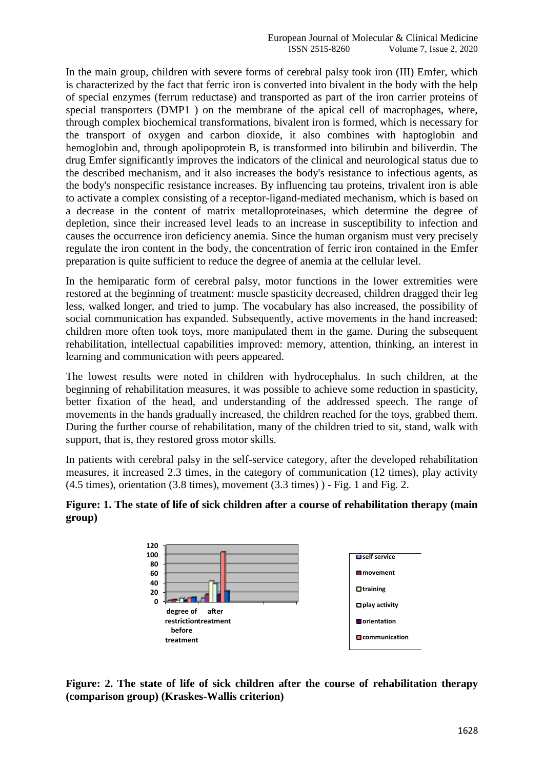In the main group, children with severe forms of cerebral palsy took iron (III) Emfer, which is characterized by the fact that ferric iron is converted into bivalent in the body with the help of special enzymes (ferrum reductase) and transported as part of the iron carrier proteins of special transporters (DMP1 ) on the membrane of the apical cell of macrophages, where, through complex biochemical transformations, bivalent iron is formed, which is necessary for the transport of oxygen and carbon dioxide, it also combines with haptoglobin and hemoglobin and, through apolipoprotein B, is transformed into bilirubin and biliverdin. The drug Emfer significantly improves the indicators of the clinical and neurological status due to the described mechanism, and it also increases the body's resistance to infectious agents, as the body's nonspecific resistance increases. By influencing tau proteins, trivalent iron is able to activate a complex consisting of a receptor-ligand-mediated mechanism, which is based on a decrease in the content of matrix metalloproteinases, which determine the degree of depletion, since their increased level leads to an increase in susceptibility to infection and causes the occurrence iron deficiency anemia. Since the human organism must very precisely regulate the iron content in the body, the concentration of ferric iron contained in the Emfer preparation is quite sufficient to reduce the degree of anemia at the cellular level.

In the hemiparatic form of cerebral palsy, motor functions in the lower extremities were restored at the beginning of treatment: muscle spasticity decreased, children dragged their leg less, walked longer, and tried to jump. The vocabulary has also increased, the possibility of social communication has expanded. Subsequently, active movements in the hand increased: children more often took toys, more manipulated them in the game. During the subsequent rehabilitation, intellectual capabilities improved: memory, attention, thinking, an interest in learning and communication with peers appeared.

The lowest results were noted in children with hydrocephalus. In such children, at the beginning of rehabilitation measures, it was possible to achieve some reduction in spasticity, better fixation of the head, and understanding of the addressed speech. The range of movements in the hands gradually increased, the children reached for the toys, grabbed them. During the further course of rehabilitation, many of the children tried to sit, stand, walk with support, that is, they restored gross motor skills.

In patients with cerebral palsy in the self-service category, after the developed rehabilitation measures, it increased 2.3 times, in the category of communication (12 times), play activity (4.5 times), orientation (3.8 times), movement (3.3 times) ) - Fig. 1 and Fig. 2.

**Figure: 1. The state of life of sick children after a course of rehabilitation therapy (main group)**

**Figure: 2. The state of life of sick children after the course of rehabilitation therapy (comparison group) (Kraskes-Wallis criterion)**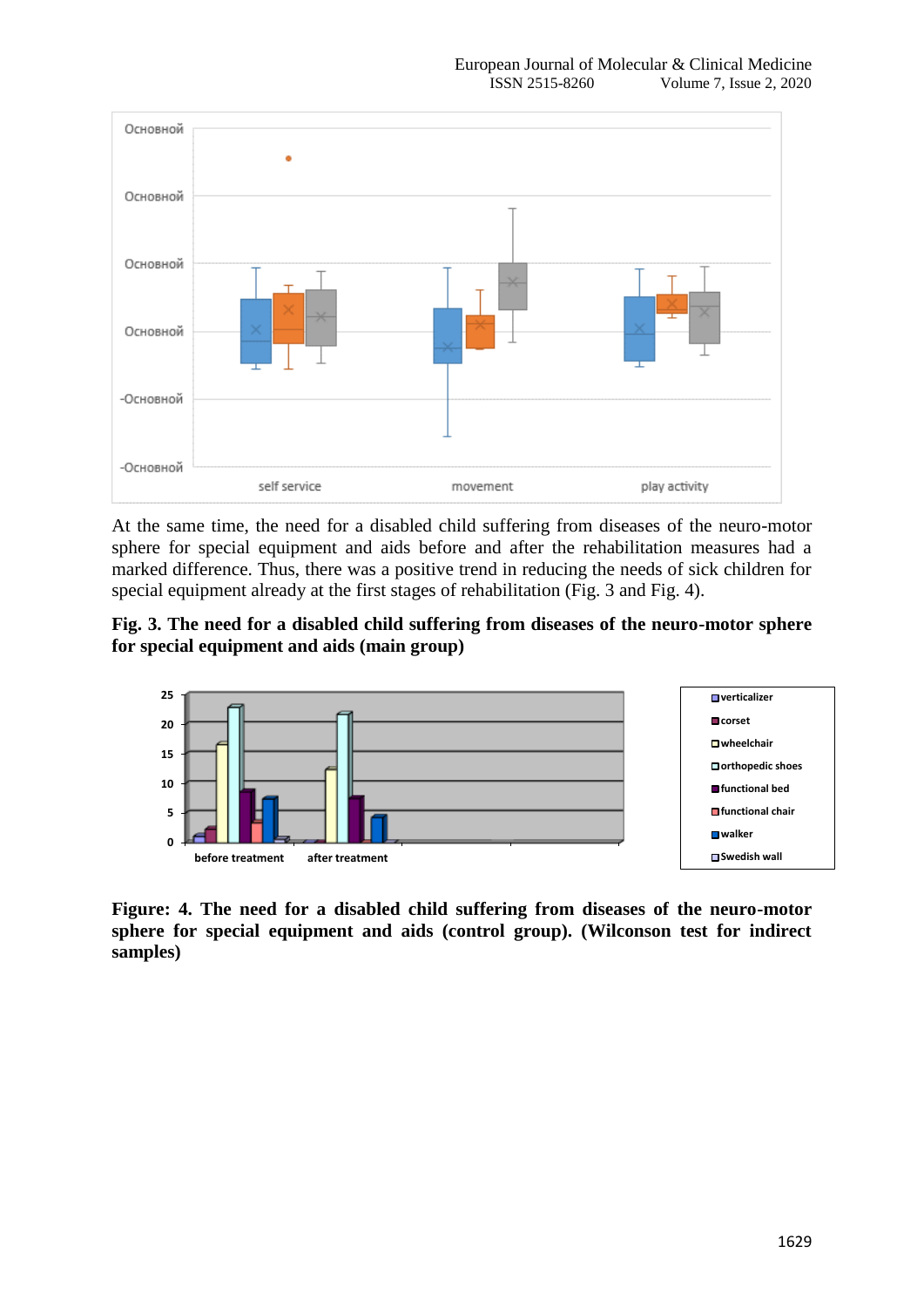At the same time, the need for a disabled child suffering from diseases of the neuro-motor sphere for special equipment and aids before and after the rehabilitation measures had a marked difference. Thus, there was a positive trend in reducing the needs of sick children for special equipment already at the first stages of rehabilitation (Fig. 3 and Fig. 4).

**Fig. 3. The need for a disabled child suffering from diseases of the neuro-motor sphere for special equipment and aids (main group)**

**Figure: 4. The need for a disabled child suffering from diseases of the neuro-motor sphere for special equipment and aids (control group). (Wilconson test for indirect samples)**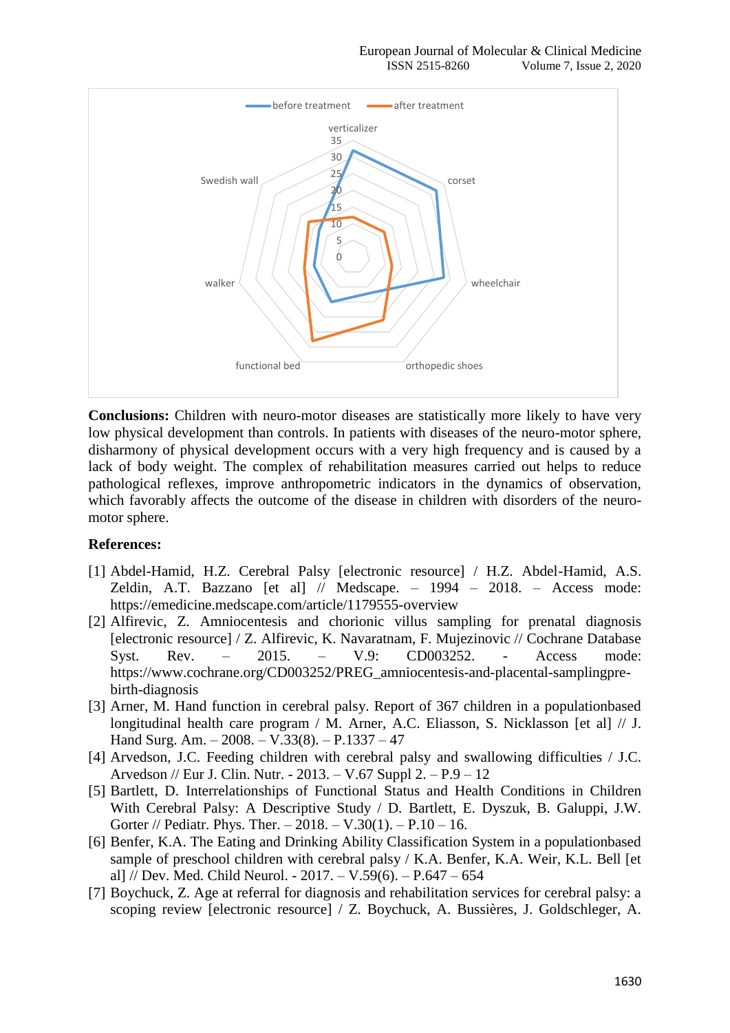**Conclusions:** Children with neuro-motor diseases are statistically more likely to have very low physical development than controls. In patients with diseases of the neuro-motor sphere, disharmony of physical development occurs with a very high frequency and is caused by a lack of body weight. The complex of rehabilitation measures carried out helps to reduce pathological reflexes, improve anthropometric indicators in the dynamics of observation, which favorably affects the outcome of the disease in children with disorders of the neuro-motor sphere.

**References:**

[1] Abdel-Hamid, H.Z. Cerebral Palsy [electronic resource] / H.Z. Abdel-Hamid, A.S. Zeldin, A.T. Bazzano [et al] // Medscape. – 1994 – 2018. – Access mode: https://emedicine.medscape.com/article/1179555-overview

[2] Alfirevic, Z. Amniocentesis and chorionic villus sampling for prenatal diagnosis [electronic resource] / Z. Alfirevic, K. Navaratnam, F. Mujezinovic // Cochrane Database Syst. Rev. – 2015. – V.9: CD003252. - Access mode: https://www.cochrane.org/CD003252/PREG_amniocentesis-and-placental-samplingpre-birth-diagnosis

[3] Arner, M. Hand function in cerebral palsy. Report of 367 children in a populationbased longitudinal health care program / M. Arner, A.C. Eliasson, S. Nicklasson [et al] // J. Hand Surg. Am. – 2008. – V.33(8). – P.1337 – 47

[4] Arvedson, J.C. Feeding children with cerebral palsy and swallowing difficulties / J.C. Arvedson // Eur J. Clin. Nutr. - 2013. – V.67 Suppl 2. – P.9 – 12

[5] Bartlett, D. Interrelationships of Functional Status and Health Conditions in Children With Cerebral Palsy: A Descriptive Study / D. Bartlett, E. Dyszuk, B. Galuppi, J.W. Gorter // Pediatr. Phys. Ther. – 2018. – V.30(1). – P.10 – 16.

[6] Benfer, K.A. The Eating and Drinking Ability Classification System in a populationbased sample of preschool children with cerebral palsy / K.A. Benfer, K.A. Weir, K.L. Bell [et al] // Dev. Med. Child Neurol. - 2017. – V.59(6). – P.647 – 654

[7] Boychuck, Z. Age at referral for diagnosis and rehabilitation services for cerebral palsy: a scoping review [electronic resource] / Z. Boychuck, A. Bussières, J. Goldschleger, A.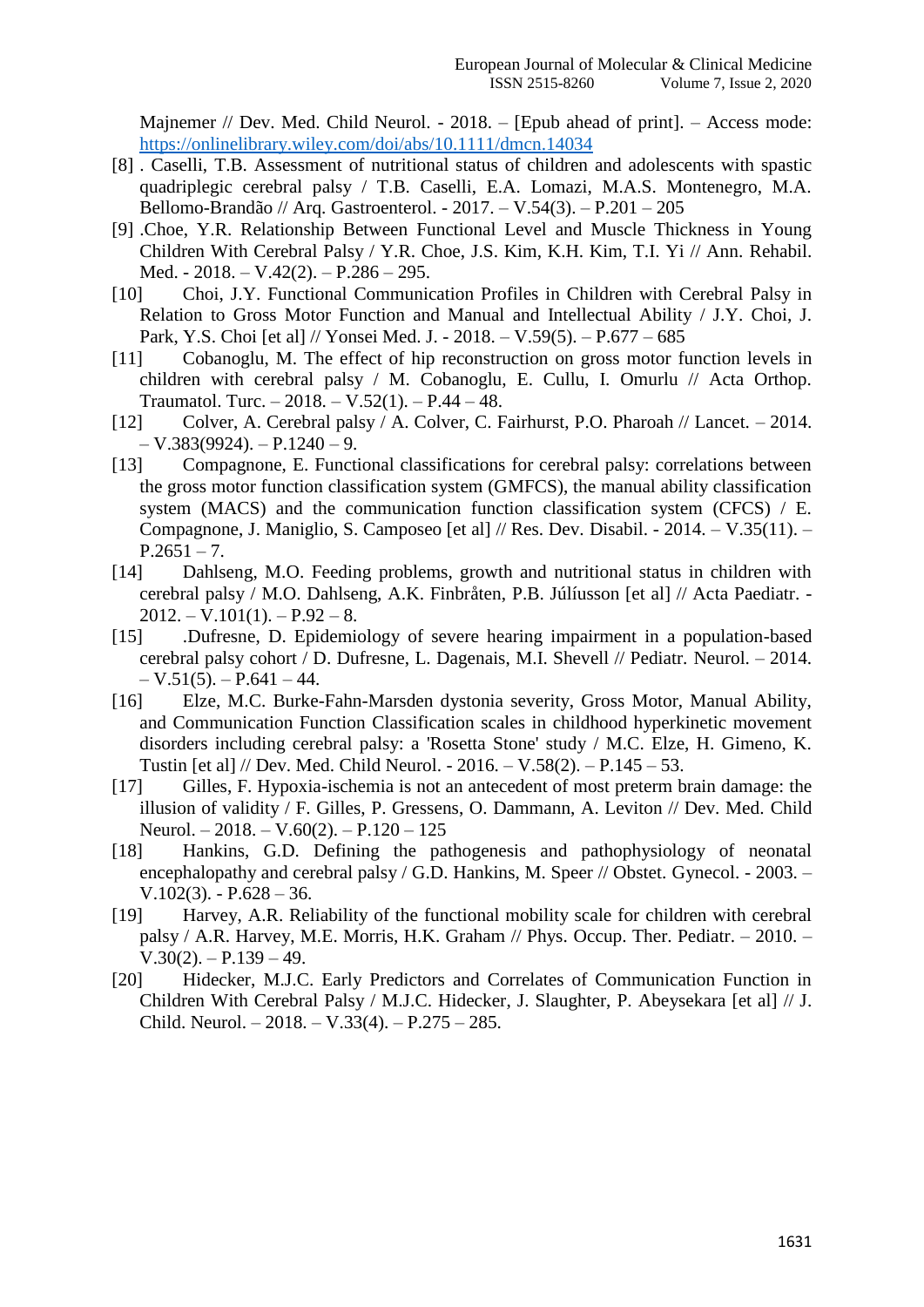Majnemer // Dev. Med. Child Neurol. - 2018. – [Epub ahead of print]. – Access mode: https://onlinelibrary.wiley.com/doi/abs/10.1111/dmcn.14034

[8] . Caselli, T.B. Assessment of nutritional status of children and adolescents with spastic quadriplegic cerebral palsy / T.B. Caselli, E.A. Lomazi, M.A.S. Montenegro, M.A. Bellomo-Brandão // Arq. Gastroenterol. - 2017. – V.54(3). – P.201 – 205

[9] .Choe, Y.R. Relationship Between Functional Level and Muscle Thickness in Young Children With Cerebral Palsy / Y.R. Choe, J.S. Kim, K.H. Kim, T.I. Yi // Ann. Rehabil. Med. - 2018. – V.42(2). – P.286 – 295.

[10] Choi, J.Y. Functional Communication Profiles in Children with Cerebral Palsy in Relation to Gross Motor Function and Manual and Intellectual Ability / J.Y. Choi, J. Park, Y.S. Choi [et al] // Yonsei Med. J. - 2018. – V.59(5). – P.677 – 685

[11] Cobanoglu, M. The effect of hip reconstruction on gross motor function levels in children with cerebral palsy / M. Cobanoglu, E. Cullu, I. Omurlu // Acta Orthop. Traumatol. Turc. – 2018. – V.52(1). – P.44 – 48.

[12] Colver, A. Cerebral palsy / A. Colver, C. Fairhurst, P.O. Pharoah // Lancet. – 2014. – V.383(9924). – P.1240 – 9.

[13] Compagnone, E. Functional classifications for cerebral palsy: correlations between the gross motor function classification system (GMFCS), the manual ability classification system (MACS) and the communication function classification system (CFCS) / E. Compagnone, J. Maniglio, S. Camposeo [et al] // Res. Dev. Disabil. - 2014. – V.35(11). – P.2651 – 7.

[14] Dahlseng, M.O. Feeding problems, growth and nutritional status in children with cerebral palsy / M.O. Dahlseng, A.K. Finbråten, P.B. Júlíusson [et al] // Acta Paediatr. - 2012. – V.101(1). – P.92 – 8.

[15] .Dufresne, D. Epidemiology of severe hearing impairment in a population-based cerebral palsy cohort / D. Dufresne, L. Dagenais, M.I. Shevell // Pediatr. Neurol. – 2014. – V.51(5). – P.641 – 44.

[16] Elze, M.C. Burke-Fahn-Marsden dystonia severity, Gross Motor, Manual Ability, and Communication Function Classification scales in childhood hyperkinetic movement disorders including cerebral palsy: a 'Rosetta Stone' study / M.C. Elze, H. Gimeno, K. Tustin [et al] // Dev. Med. Child Neurol. - 2016. – V.58(2). – P.145 – 53.

[17] Gilles, F. Hypoxia-ischemia is not an antecedent of most preterm brain damage: the illusion of validity / F. Gilles, P. Gressens, O. Dammann, A. Leviton // Dev. Med. Child Neurol. – 2018. – V.60(2). – P.120 – 125

[18] Hankins, G.D. Defining the pathogenesis and pathophysiology of neonatal encephalopathy and cerebral palsy / G.D. Hankins, M. Speer // Obstet. Gynecol. - 2003. – V.102(3). - P.628 – 36.

[19] Harvey, A.R. Reliability of the functional mobility scale for children with cerebral palsy / A.R. Harvey, M.E. Morris, H.K. Graham // Phys. Occup. Ther. Pediatr. – 2010. – V.30(2). – P.139 – 49.

[20] Hidecker, M.J.C. Early Predictors and Correlates of Communication Function in Children With Cerebral Palsy / M.J.C. Hidecker, J. Slaughter, P. Abeysekara [et al] // J. Child. Neurol. – 2018. – V.33(4). – P.275 – 285.